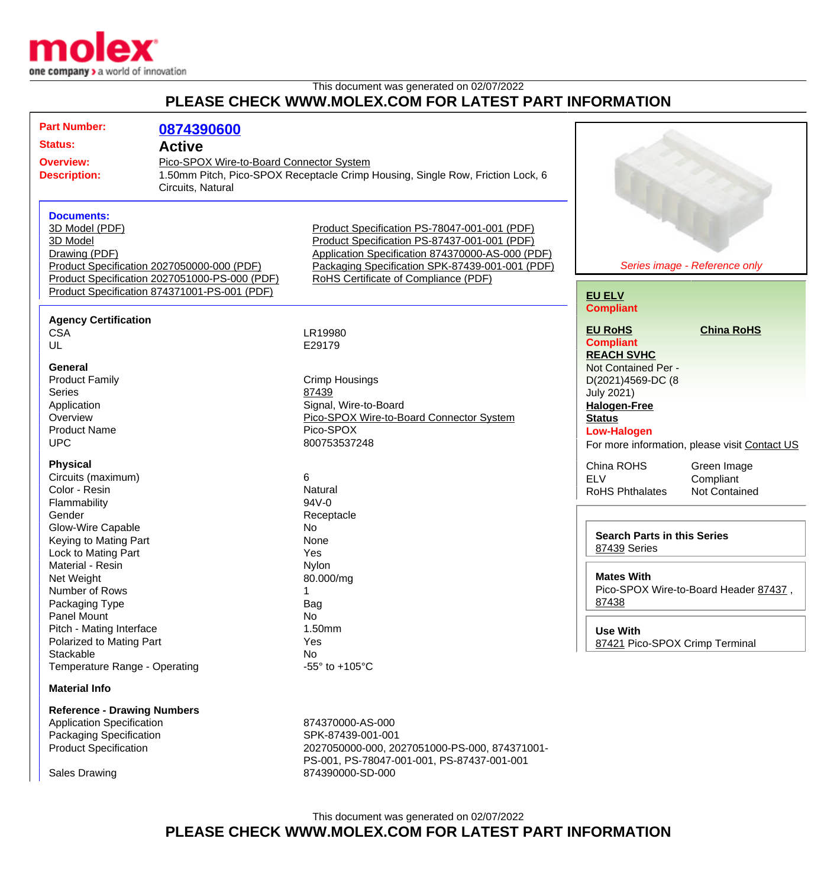This document was generated on 02/07/2022

**PLEASE CHECK WWW.MOLEX.COM FOR LATEST PART INFORMATION**

**Part Number:** 0874390600

**Status:** Active

**Overview:** Pico-SPOX Wire-to-Board Connector System

**Description:** 1.50mm Pitch, Pico-SPOX Receptacle Crimp Housing, Single Row, Friction Lock, 6 Circuits, Natural

### Documents:

- 3D Model (PDF)
- 3D Model
- Drawing (PDF)
- Product Specification 2027050000-000 (PDF)
- Product Specification 2027051000-PS-000 (PDF)
- Product Specification 874371001-PS-001 (PDF)
- Product Specification PS-78047-001-001 (PDF)
- Product Specification PS-87437-001-001 (PDF)
- Application Specification 874370000-AS-000 (PDF)
- Packaging Specification SPK-87439-001-001 (PDF)
- RoHS Certificate of Compliance (PDF)

### Agency Certification

| | |
|---|---|
| CSA | LR19980 |
| UL | E29179 |

### General

| | |
|---|---|
| Product Family | Crimp Housings |
| Series | 87439 |
| Application | Signal, Wire-to-Board |
| Overview | Pico-SPOX Wire-to-Board Connector System |
| Product Name | Pico-SPOX |
| UPC | 800753537248 |

### Physical

| | |
|---|---|
| Circuits (maximum) | 6 |
| Color - Resin | Natural |
| Flammability | 94V-0 |
| Gender | Receptacle |
| Glow-Wire Capable | No |
| Keying to Mating Part | None |
| Lock to Mating Part | Yes |
| Material - Resin | Nylon |
| Net Weight | 80.000/mg |
| Number of Rows | 1 |
| Packaging Type | Bag |
| Panel Mount | No |
| Pitch - Mating Interface | 1.50mm |
| Polarized to Mating Part | Yes |
| Stackable | No |
| Temperature Range - Operating | -55° to +105°C |

### Material Info

### Reference - Drawing Numbers

| | |
|---|---|
| Application Specification | 874370000-AS-000 |
| Packaging Specification | SPK-87439-001-001 |
| Product Specification | 2027050000-000, 2027051000-PS-000, 874371001-PS-001, PS-78047-001-001, PS-87437-001-001 |
| Sales Drawing | 874390000-SD-000 |

*Series image - Reference only*

**EU ELV**
Compliant

**EU RoHS**
Compliant

**China RoHS**

**REACH SVHC**
Not Contained Per - D(2021)4569-DC (8 July 2021)

**Halogen-Free Status**
Low-Halogen

For more information, please visit Contact US

| | |
|---|---|
| China ROHS | Green Image |
| ELV | Compliant |
| RoHS Phthalates | Not Contained |

**Search Parts in this Series**
87439 Series

**Mates With**
Pico-SPOX Wire-to-Board Header 87437 , 87438

**Use With**
87421 Pico-SPOX Crimp Terminal

This document was generated on 02/07/2022

**PLEASE CHECK WWW.MOLEX.COM FOR LATEST PART INFORMATION**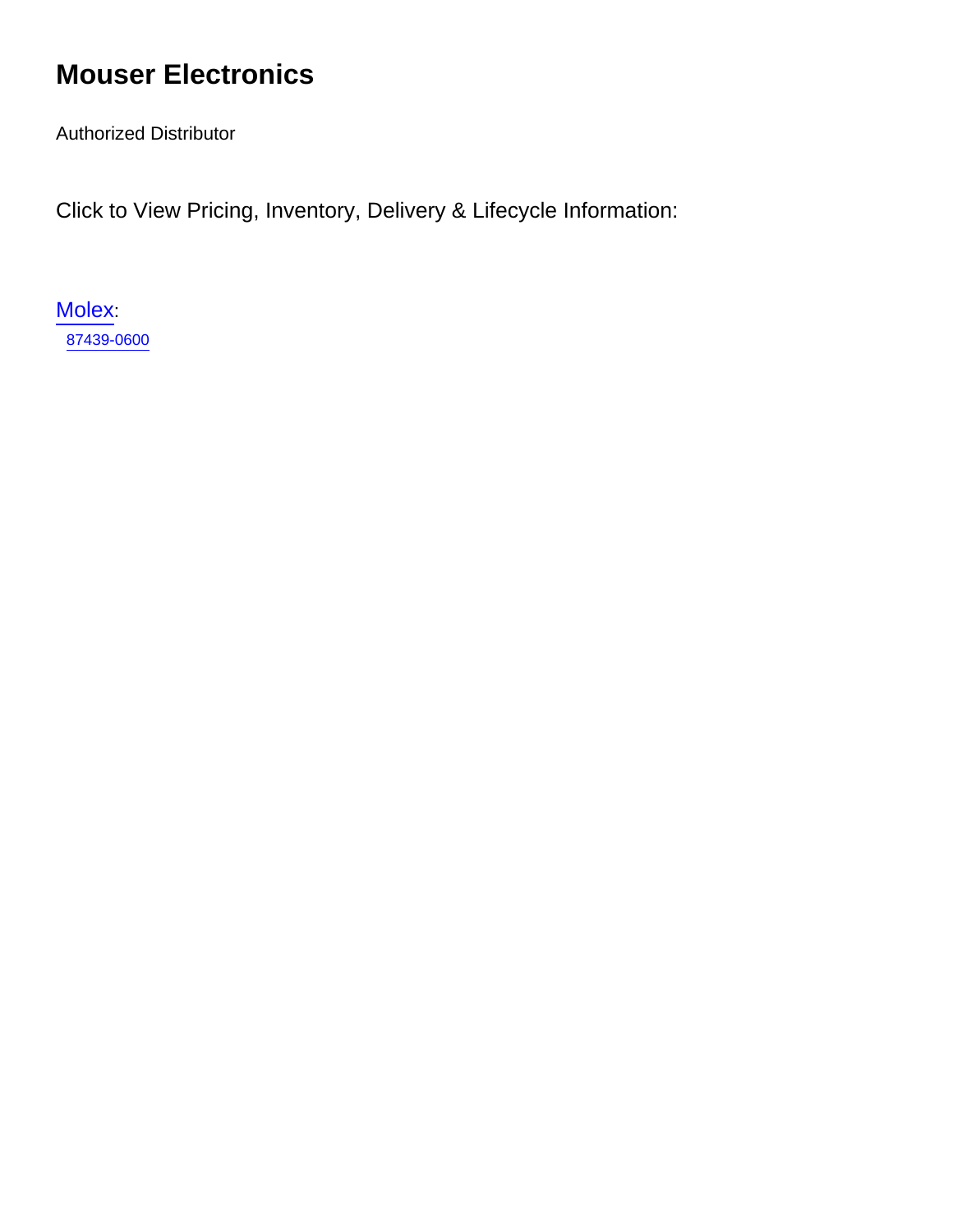# Mouser Electronics

Authorized Distributor

Click to View Pricing, Inventory, Delivery & Lifecycle Information:

Molex:

87439-0600